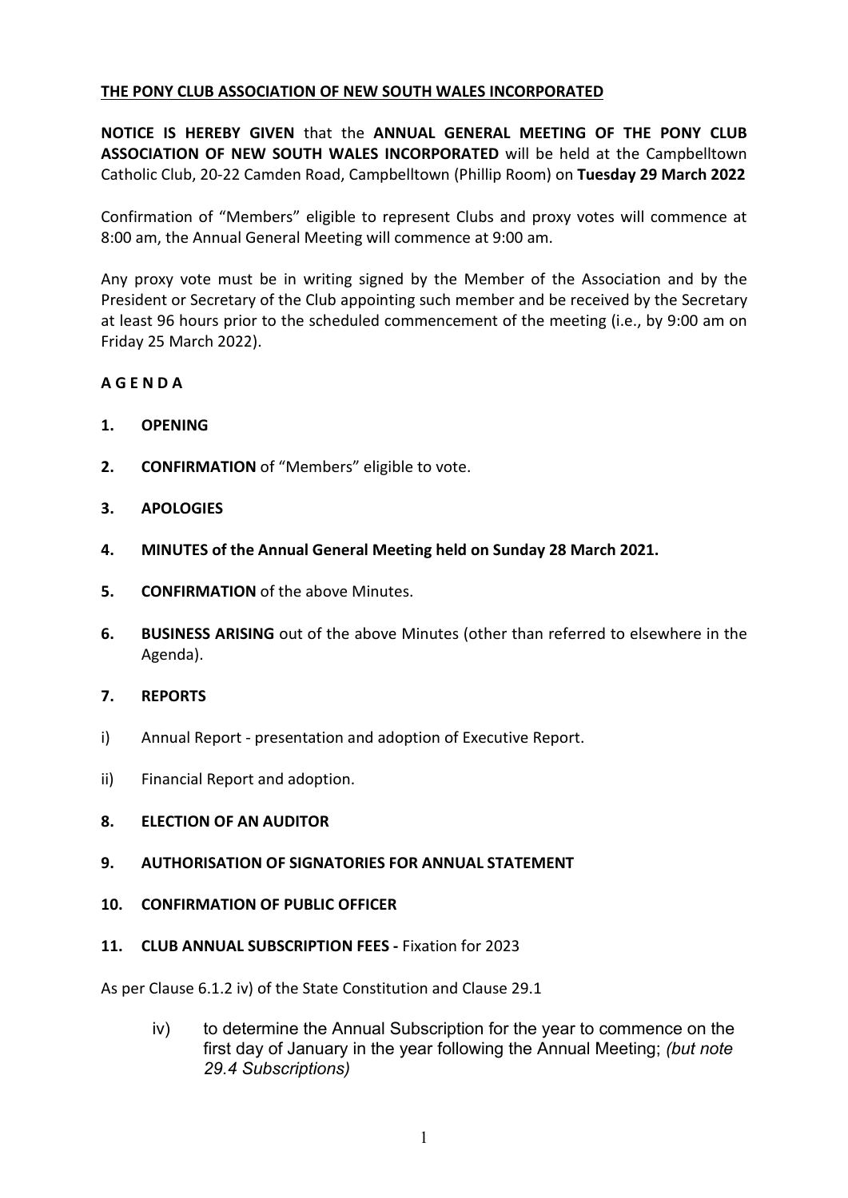**THE PONY CLUB ASSOCIATION OF NEW SOUTH WALES INCORPORATED**

**NOTICE IS HEREBY GIVEN** that the **ANNUAL GENERAL MEETING OF THE PONY CLUB ASSOCIATION OF NEW SOUTH WALES INCORPORATED** will be held at the Campbelltown Catholic Club, 20-22 Camden Road, Campbelltown (Phillip Room) on **Tuesday 29 March 2022**

Confirmation of "Members" eligible to represent Clubs and proxy votes will commence at 8:00 am, the Annual General Meeting will commence at 9:00 am.

Any proxy vote must be in writing signed by the Member of the Association and by the President or Secretary of the Club appointing such member and be received by the Secretary at least 96 hours prior to the scheduled commencement of the meeting (i.e., by 9:00 am on Friday 25 March 2022).

**A G E N D A**

1. **OPENING**

2. **CONFIRMATION** of "Members" eligible to vote.

3. **APOLOGIES**

4. **MINUTES of the Annual General Meeting held on Sunday 28 March 2021.**

5. **CONFIRMATION** of the above Minutes.

6. **BUSINESS ARISING** out of the above Minutes (other than referred to elsewhere in the Agenda).

7. **REPORTS**

i) Annual Report - presentation and adoption of Executive Report.

ii) Financial Report and adoption.

8. **ELECTION OF AN AUDITOR**

9. **AUTHORISATION OF SIGNATORIES FOR ANNUAL STATEMENT**

10. **CONFIRMATION OF PUBLIC OFFICER**

11. **CLUB ANNUAL SUBSCRIPTION FEES -** Fixation for 2023

As per Clause 6.1.2 iv) of the State Constitution and Clause 29.1

> iv) to determine the Annual Subscription for the year to commence on the first day of January in the year following the Annual Meeting; *(but note 29.4 Subscriptions)*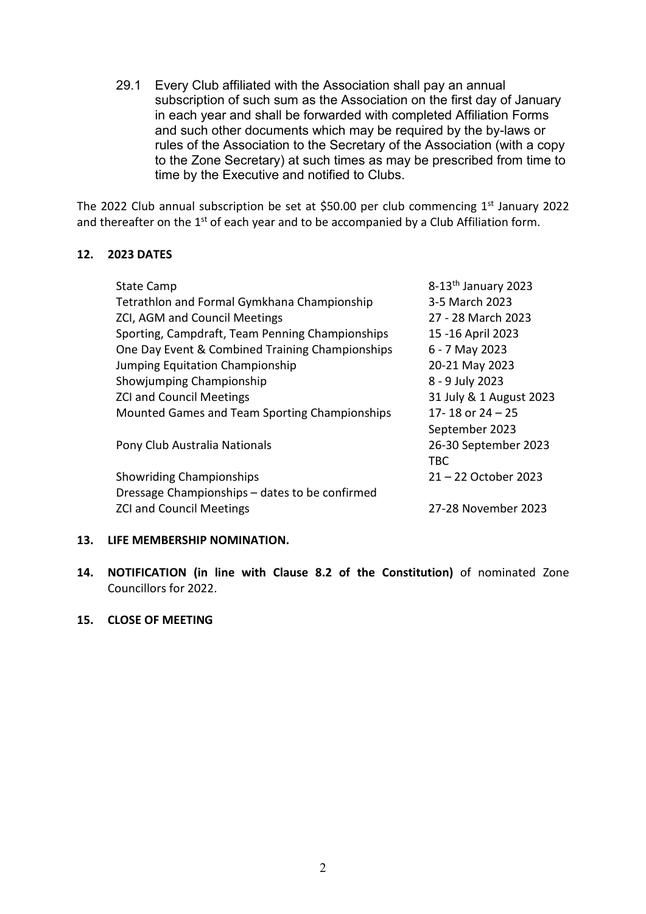29.1 Every Club affiliated with the Association shall pay an annual subscription of such sum as the Association on the first day of January in each year and shall be forwarded with completed Affiliation Forms and such other documents which may be required by the by-laws or rules of the Association to the Secretary of the Association (with a copy to the Zone Secretary) at such times as may be prescribed from time to time by the Executive and notified to Clubs.

The 2022 Club annual subscription be set at $50.00 per club commencing 1st January 2022 and thereafter on the 1st of each year and to be accompanied by a Club Affiliation form.

**12. 2023 DATES**

| | |
|---|---|
| State Camp | 8-13th January 2023 |
| Tetrathlon and Formal Gymkhana Championship | 3-5 March 2023 |
| ZCI, AGM and Council Meetings | 27 - 28 March 2023 |
| Sporting, Campdraft, Team Penning Championships | 15 -16 April 2023 |
| One Day Event & Combined Training Championships | 6 - 7 May 2023 |
| Jumping Equitation Championship | 20-21 May 2023 |
| Showjumping Championship | 8 - 9 July 2023 |
| ZCI and Council Meetings | 31 July & 1 August 2023 |
| Mounted Games and Team Sporting Championships | 17- 18 or 24 – 25 September 2023 |
| Pony Club Australia Nationals | 26-30 September 2023 TBC |
| Showriding Championships | 21 – 22 October 2023 |
| Dressage Championships – dates to be confirmed | |
| ZCI and Council Meetings | 27-28 November 2023 |

**13. LIFE MEMBERSHIP NOMINATION.**

**14. NOTIFICATION (in line with Clause 8.2 of the Constitution)** of nominated Zone Councillors for 2022.

**15. CLOSE OF MEETING**